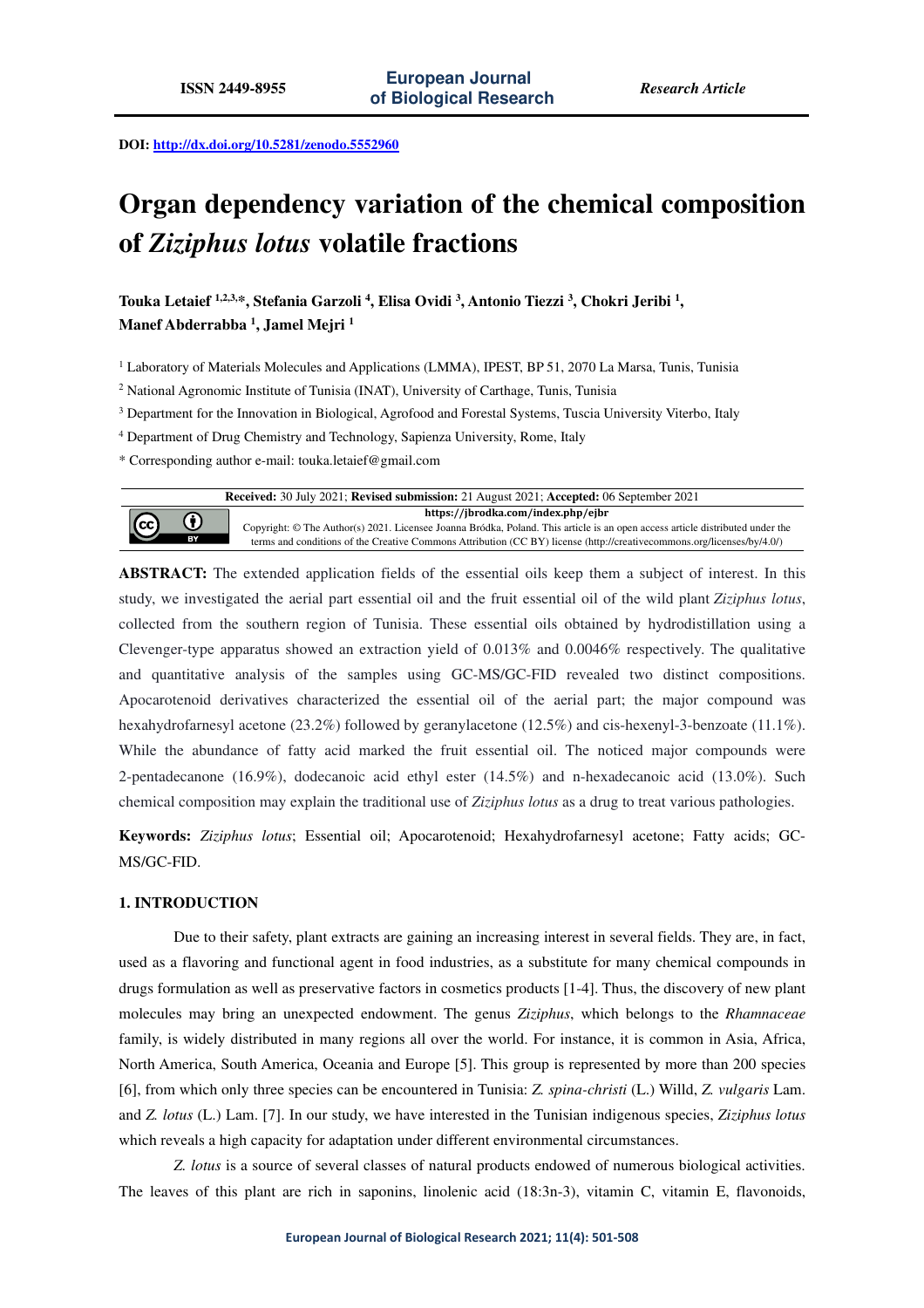ISSN 2449-8955 | European Journal of Biological Research | Research Article

DOI: http://dx.doi.org/10.5281/zenodo.5552960

# Organ dependency variation of the chemical composition of *Ziziphus lotus* volatile fractions

**Touka Letaief [1,2,3,*], Stefania Garzoli [4], Elisa Ovidi [3], Antonio Tiezzi [3], Chokri Jeribi [1], Manef Abderrabba [1], Jamel Mejri [1]**

[1] Laboratory of Materials Molecules and Applications (LMMA), IPEST, BP 51, 2070 La Marsa, Tunis, Tunisia

[2] National Agronomic Institute of Tunisia (INAT), University of Carthage, Tunis, Tunisia

[3] Department for the Innovation in Biological, Agrofood and Forestal Systems, Tuscia University Viterbo, Italy

[4] Department of Drug Chemistry and Technology, Sapienza University, Rome, Italy

* Corresponding author e-mail: touka.letaief@gmail.com

**Received:** 30 July 2021; **Revised submission:** 21 August 2021; **Accepted:** 06 September 2021

**https://jbrodka.com/index.php/ejbr**

Copyright: © The Author(s) 2021. Licensee Joanna Bródka, Poland. This article is an open access article distributed under the terms and conditions of the Creative Commons Attribution (CC BY) license (http://creativecommons.org/licenses/by/4.0/)

**ABSTRACT:** The extended application fields of the essential oils keep them a subject of interest. In this study, we investigated the aerial part essential oil and the fruit essential oil of the wild plant *Ziziphus lotus*, collected from the southern region of Tunisia. These essential oils obtained by hydrodistillation using a Clevenger-type apparatus showed an extraction yield of 0.013% and 0.0046% respectively. The qualitative and quantitative analysis of the samples using GC-MS/GC-FID revealed two distinct compositions. Apocarotenoid derivatives characterized the essential oil of the aerial part; the major compound was hexahydrofarnesyl acetone (23.2%) followed by geranylacetone (12.5%) and cis-hexenyl-3-benzoate (11.1%). While the abundance of fatty acid marked the fruit essential oil. The noticed major compounds were 2-pentadecanone (16.9%), dodecanoic acid ethyl ester (14.5%) and n-hexadecanoic acid (13.0%). Such chemical composition may explain the traditional use of *Ziziphus lotus* as a drug to treat various pathologies.

**Keywords:** *Ziziphus lotus*; Essential oil; Apocarotenoid; Hexahydrofarnesyl acetone; Fatty acids; GC-MS/GC-FID.

## 1. INTRODUCTION

Due to their safety, plant extracts are gaining an increasing interest in several fields. They are, in fact, used as a flavoring and functional agent in food industries, as a substitute for many chemical compounds in drugs formulation as well as preservative factors in cosmetics products [1-4]. Thus, the discovery of new plant molecules may bring an unexpected endowment. The genus *Ziziphus*, which belongs to the *Rhamnaceae* family, is widely distributed in many regions all over the world. For instance, it is common in Asia, Africa, North America, South America, Oceania and Europe [5]. This group is represented by more than 200 species [6], from which only three species can be encountered in Tunisia: *Z. spina-christi* (L.) Willd, *Z. vulgaris* Lam. and *Z. lotus* (L.) Lam. [7]. In our study, we have interested in the Tunisian indigenous species, *Ziziphus lotus* which reveals a high capacity for adaptation under different environmental circumstances.

*Z. lotus* is a source of several classes of natural products endowed of numerous biological activities. The leaves of this plant are rich in saponins, linolenic acid (18:3n-3), vitamin C, vitamin E, flavonoids,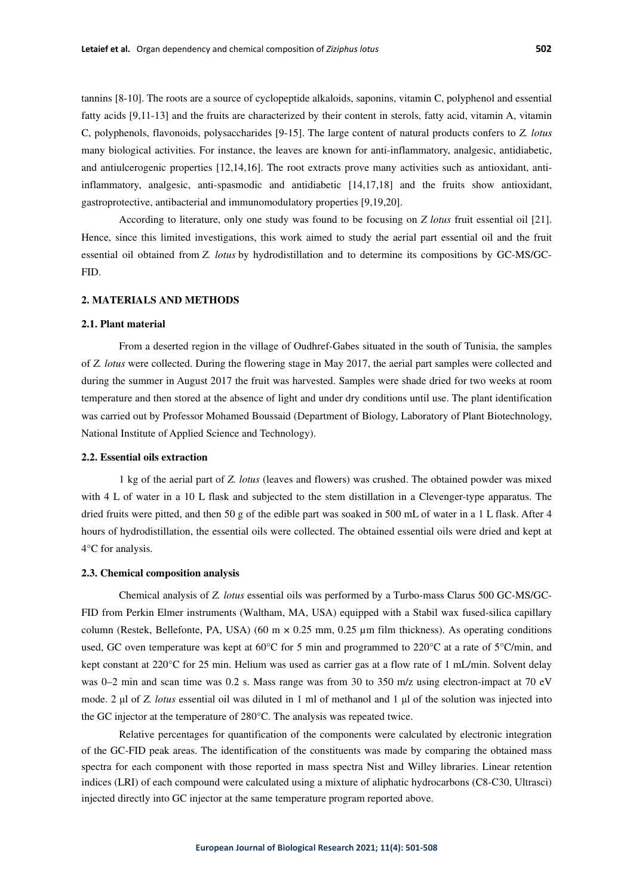tannins [8-10]. The roots are a source of cyclopeptide alkaloids, saponins, vitamin C, polyphenol and essential fatty acids [9,11-13] and the fruits are characterized by their content in sterols, fatty acid, vitamin A, vitamin C, polyphenols, flavonoids, polysaccharides [9-15]. The large content of natural products confers to *Z. lotus* many biological activities. For instance, the leaves are known for anti-inflammatory, analgesic, antidiabetic, and antiulcerogenic properties [12,14,16]. The root extracts prove many activities such as antioxidant, anti-inflammatory, analgesic, anti-spasmodic and antidiabetic [14,17,18] and the fruits show antioxidant, gastroprotective, antibacterial and immunomodulatory properties [9,19,20].

According to literature, only one study was found to be focusing on *Z lotus* fruit essential oil [21]. Hence, since this limited investigations, this work aimed to study the aerial part essential oil and the fruit essential oil obtained from *Z. lotus* by hydrodistillation and to determine its compositions by GC-MS/GC-FID.

## 2. MATERIALS AND METHODS

### 2.1. Plant material

From a deserted region in the village of Oudhref-Gabes situated in the south of Tunisia, the samples of *Z. lotus* were collected. During the flowering stage in May 2017, the aerial part samples were collected and during the summer in August 2017 the fruit was harvested. Samples were shade dried for two weeks at room temperature and then stored at the absence of light and under dry conditions until use. The plant identification was carried out by Professor Mohamed Boussaid (Department of Biology, Laboratory of Plant Biotechnology, National Institute of Applied Science and Technology).

### 2.2. Essential oils extraction

1 kg of the aerial part of *Z. lotus* (leaves and flowers) was crushed. The obtained powder was mixed with 4 L of water in a 10 L flask and subjected to the stem distillation in a Clevenger-type apparatus. The dried fruits were pitted, and then 50 g of the edible part was soaked in 500 mL of water in a 1 L flask. After 4 hours of hydrodistillation, the essential oils were collected. The obtained essential oils were dried and kept at 4°C for analysis.

### 2.3. Chemical composition analysis

Chemical analysis of *Z. lotus* essential oils was performed by a Turbo-mass Clarus 500 GC-MS/GC-FID from Perkin Elmer instruments (Waltham, MA, USA) equipped with a Stabil wax fused-silica capillary column (Restek, Bellefonte, PA, USA) (60 m × 0.25 mm, 0.25 µm film thickness). As operating conditions used, GC oven temperature was kept at 60°C for 5 min and programmed to 220°C at a rate of 5°C/min, and kept constant at 220°C for 25 min. Helium was used as carrier gas at a flow rate of 1 mL/min. Solvent delay was 0–2 min and scan time was 0.2 s. Mass range was from 30 to 350 m/z using electron-impact at 70 eV mode. 2 µl of *Z. lotus* essential oil was diluted in 1 ml of methanol and 1 µl of the solution was injected into the GC injector at the temperature of 280°C. The analysis was repeated twice.

Relative percentages for quantification of the components were calculated by electronic integration of the GC-FID peak areas. The identification of the constituents was made by comparing the obtained mass spectra for each component with those reported in mass spectra Nist and Willey libraries. Linear retention indices (LRI) of each compound were calculated using a mixture of aliphatic hydrocarbons (C8-C30, Ultrasci) injected directly into GC injector at the same temperature program reported above.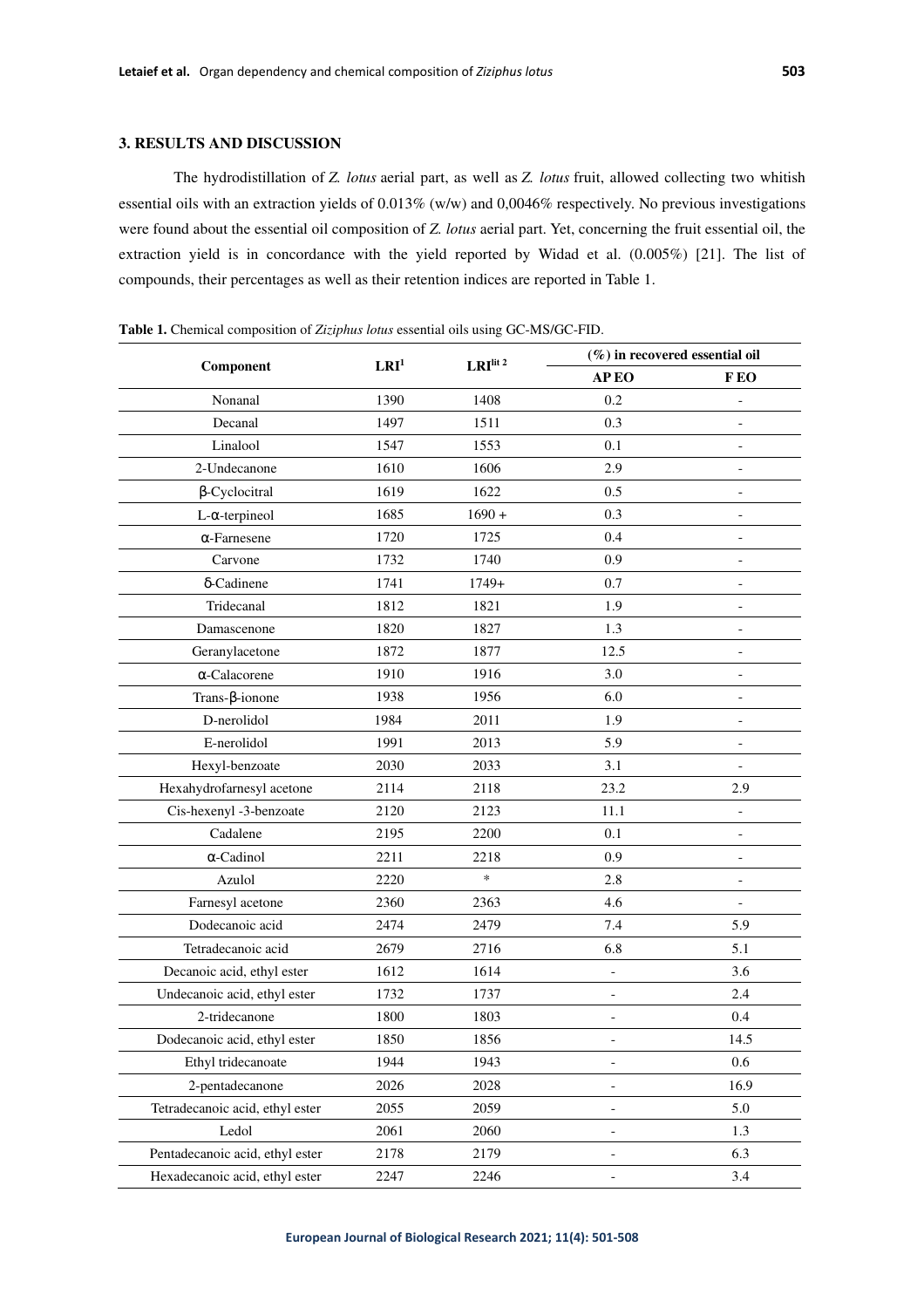## 3. RESULTS AND DISCUSSION

The hydrodistillation of *Z. lotus* aerial part, as well as *Z. lotus* fruit, allowed collecting two whitish essential oils with an extraction yields of 0.013% (w/w) and 0,0046% respectively. No previous investigations were found about the essential oil composition of *Z. lotus* aerial part. Yet, concerning the fruit essential oil, the extraction yield is in concordance with the yield reported by Widad et al. (0.005%) [21]. The list of compounds, their percentages as well as their retention indices are reported in Table 1.

**Table 1.** Chemical composition of *Ziziphus lotus* essential oils using GC-MS/GC-FID.

| Component | LRI[1] | LRI[lit 2] | (%) in recovered essential oil | |
|---|---|---|---|---|
| | | | AP EO | F EO |
| Nonanal | 1390 | 1408 | 0.2 | - |
| Decanal | 1497 | 1511 | 0.3 | - |
| Linalool | 1547 | 1553 | 0.1 | - |
| 2-Undecanone | 1610 | 1606 | 2.9 | - |
| β-Cyclocitral | 1619 | 1622 | 0.5 | - |
| L-α-terpineol | 1685 | 1690 + | 0.3 | - |
| α-Farnesene | 1720 | 1725 | 0.4 | - |
| Carvone | 1732 | 1740 | 0.9 | - |
| δ-Cadinene | 1741 | 1749+ | 0.7 | - |
| Tridecanal | 1812 | 1821 | 1.9 | - |
| Damascenone | 1820 | 1827 | 1.3 | - |
| Geranylacetone | 1872 | 1877 | 12.5 | - |
| α-Calacorene | 1910 | 1916 | 3.0 | - |
| Trans-β-ionone | 1938 | 1956 | 6.0 | - |
| D-nerolidol | 1984 | 2011 | 1.9 | - |
| E-nerolidol | 1991 | 2013 | 5.9 | - |
| Hexyl-benzoate | 2030 | 2033 | 3.1 | - |
| Hexahydrofarnesyl acetone | 2114 | 2118 | 23.2 | 2.9 |
| Cis-hexenyl -3-benzoate | 2120 | 2123 | 11.1 | - |
| Cadalene | 2195 | 2200 | 0.1 | - |
| α-Cadinol | 2211 | 2218 | 0.9 | - |
| Azulol | 2220 | * | 2.8 | - |
| Farnesyl acetone | 2360 | 2363 | 4.6 | - |
| Dodecanoic acid | 2474 | 2479 | 7.4 | 5.9 |
| Tetradecanoic acid | 2679 | 2716 | 6.8 | 5.1 |
| Decanoic acid, ethyl ester | 1612 | 1614 | - | 3.6 |
| Undecanoic acid, ethyl ester | 1732 | 1737 | - | 2.4 |
| 2-tridecanone | 1800 | 1803 | - | 0.4 |
| Dodecanoic acid, ethyl ester | 1850 | 1856 | - | 14.5 |
| Ethyl tridecanoate | 1944 | 1943 | - | 0.6 |
| 2-pentadecanone | 2026 | 2028 | - | 16.9 |
| Tetradecanoic acid, ethyl ester | 2055 | 2059 | - | 5.0 |
| Ledol | 2061 | 2060 | - | 1.3 |
| Pentadecanoic acid, ethyl ester | 2178 | 2179 | - | 6.3 |
| Hexadecanoic acid, ethyl ester | 2247 | 2246 | - | 3.4 |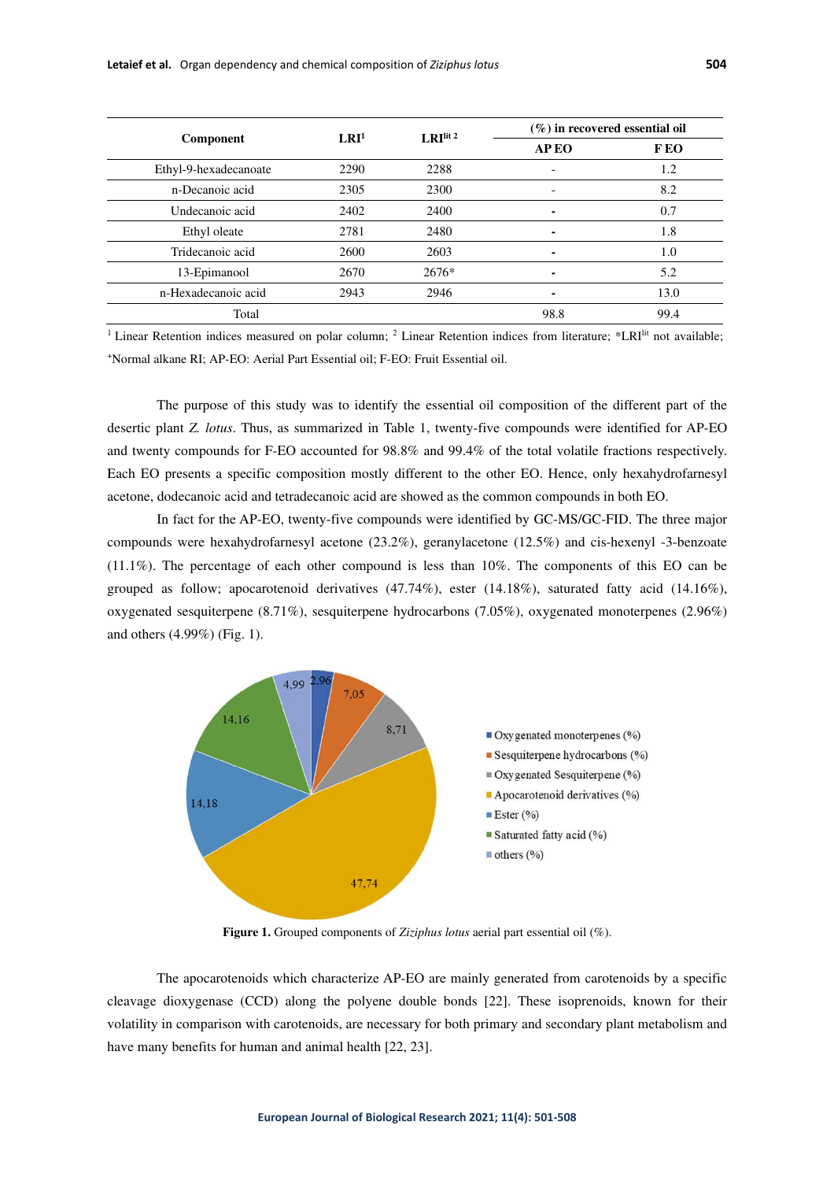| Component | LRI[1] | LRI[lit 2] | (%) in recovered essential oil | |
|---|---|---|---|---|
| | | | AP EO | F EO |
| Ethyl-9-hexadecanoate | 2290 | 2288 | - | 1.2 |
| n-Decanoic acid | 2305 | 2300 | - | 8.2 |
| Undecanoic acid | 2402 | 2400 | - | 0.7 |
| Ethyl oleate | 2781 | 2480 | - | 1.8 |
| Tridecanoic acid | 2600 | 2603 | - | 1.0 |
| 13-Epimanool | 2670 | 2676* | - | 5.2 |
| n-Hexadecanoic acid | 2943 | 2946 | - | 13.0 |
| Total | | | 98.8 | 99.4 |

[1] Linear Retention indices measured on polar column; [2] Linear Retention indices from literature; *LRI[lit] not available; [+]Normal alkane RI; AP-EO: Aerial Part Essential oil; F-EO: Fruit Essential oil.

The purpose of this study was to identify the essential oil composition of the different part of the desertic plant *Z. lotus*. Thus, as summarized in Table 1, twenty-five compounds were identified for AP-EO and twenty compounds for F-EO accounted for 98.8% and 99.4% of the total volatile fractions respectively. Each EO presents a specific composition mostly different to the other EO. Hence, only hexahydrofarnesyl acetone, dodecanoic acid and tetradecanoic acid are showed as the common compounds in both EO.

In fact for the AP-EO, twenty-five compounds were identified by GC-MS/GC-FID. The three major compounds were hexahydrofarnesyl acetone (23.2%), geranylacetone (12.5%) and cis-hexenyl -3-benzoate (11.1%). The percentage of each other compound is less than 10%. The components of this EO can be grouped as follow; apocarotenoid derivatives (47.74%), ester (14.18%), saturated fatty acid (14.16%), oxygenated sesquiterpene (8.71%), sesquiterpene hydrocarbons (7.05%), oxygenated monoterpenes (2.96%) and others (4.99%) (Fig. 1).

**Figure 1.** Grouped components of *Ziziphus lotus* aerial part essential oil (%).

The apocarotenoids which characterize AP-EO are mainly generated from carotenoids by a specific cleavage dioxygenase (CCD) along the polyene double bonds [22]. These isoprenoids, known for their volatility in comparison with carotenoids, are necessary for both primary and secondary plant metabolism and have many benefits for human and animal health [22, 23].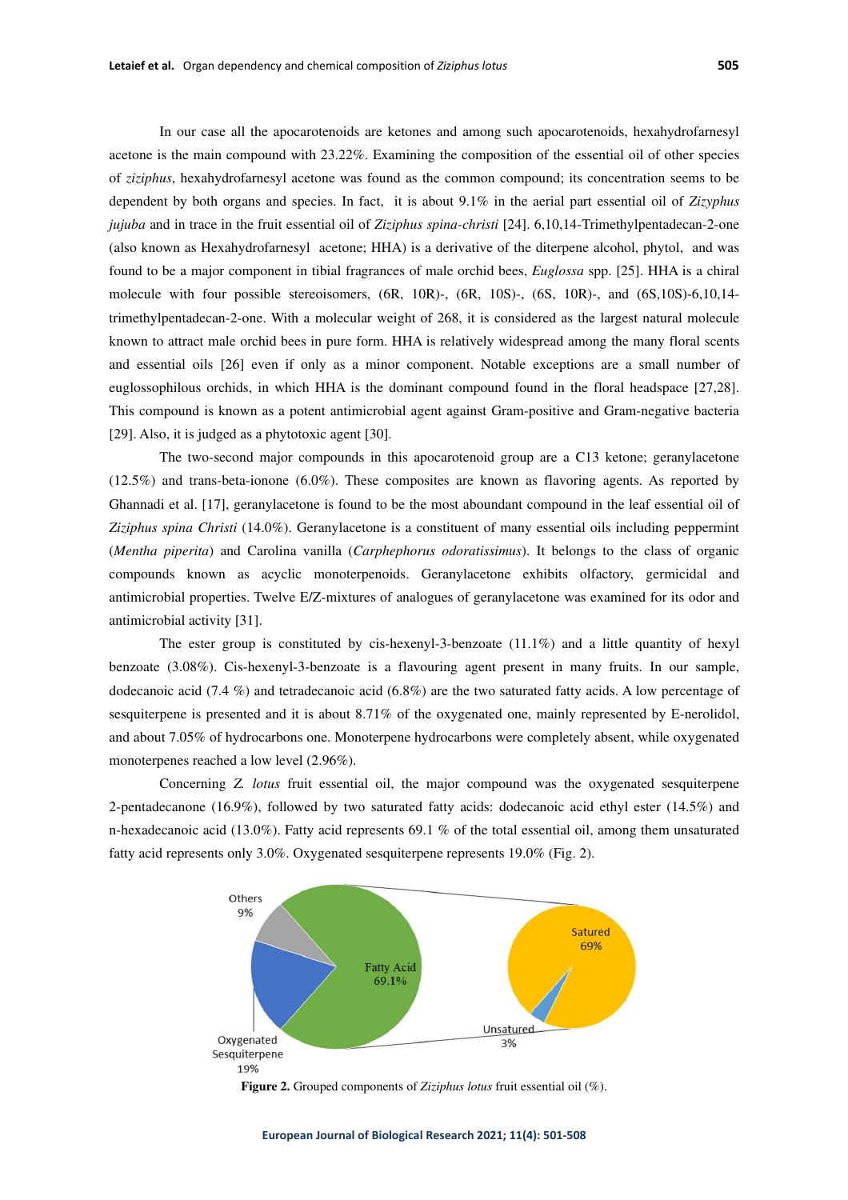In our case all the apocarotenoids are ketones and among such apocarotenoids, hexahydrofarnesyl acetone is the main compound with 23.22%. Examining the composition of the essential oil of other species of *ziziphus*, hexahydrofarnesyl acetone was found as the common compound; its concentration seems to be dependent by both organs and species. In fact, it is about 9.1% in the aerial part essential oil of *Zizyphus jujuba* and in trace in the fruit essential oil of *Ziziphus spina-christi* [24]. 6,10,14-Trimethylpentadecan-2-one (also known as Hexahydrofarnesyl acetone; HHA) is a derivative of the diterpene alcohol, phytol, and was found to be a major component in tibial fragrances of male orchid bees, *Euglossa* spp. [25]. HHA is a chiral molecule with four possible stereoisomers, (6R, 10R)-, (6R, 10S)-, (6S, 10R)-, and (6S,10S)-6,10,14-trimethylpentadecan-2-one. With a molecular weight of 268, it is considered as the largest natural molecule known to attract male orchid bees in pure form. HHA is relatively widespread among the many floral scents and essential oils [26] even if only as a minor component. Notable exceptions are a small number of euglossophilous orchids, in which HHA is the dominant compound found in the floral headspace [27,28]. This compound is known as a potent antimicrobial agent against Gram-positive and Gram-negative bacteria [29]. Also, it is judged as a phytotoxic agent [30].

The two-second major compounds in this apocarotenoid group are a C13 ketone; geranylacetone (12.5%) and trans-beta-ionone (6.0%). These composites are known as flavoring agents. As reported by Ghannadi et al. [17], geranylacetone is found to be the most aboundant compound in the leaf essential oil of *Ziziphus spina Christi* (14.0%). Geranylacetone is a constituent of many essential oils including peppermint (*Mentha piperita*) and Carolina vanilla (*Carphephorus odoratissimus*). It belongs to the class of organic compounds known as acyclic monoterpenoids. Geranylacetone exhibits olfactory, germicidal and antimicrobial properties. Twelve E/Z-mixtures of analogues of geranylacetone was examined for its odor and antimicrobial activity [31].

The ester group is constituted by cis-hexenyl-3-benzoate (11.1%) and a little quantity of hexyl benzoate (3.08%). Cis-hexenyl-3-benzoate is a flavouring agent present in many fruits. In our sample, dodecanoic acid (7.4 %) and tetradecanoic acid (6.8%) are the two saturated fatty acids. A low percentage of sesquiterpene is presented and it is about 8.71% of the oxygenated one, mainly represented by E-nerolidol, and about 7.05% of hydrocarbons one. Monoterpene hydrocarbons were completely absent, while oxygenated monoterpenes reached a low level (2.96%).

Concerning *Z. lotus* fruit essential oil, the major compound was the oxygenated sesquiterpene 2-pentadecanone (16.9%), followed by two saturated fatty acids: dodecanoic acid ethyl ester (14.5%) and n-hexadecanoic acid (13.0%). Fatty acid represents 69.1 % of the total essential oil, among them unsaturated fatty acid represents only 3.0%. Oxygenated sesquiterpene represents 19.0% (Fig. 2).

**Figure 2.** Grouped components of *Ziziphus lotus* fruit essential oil (%).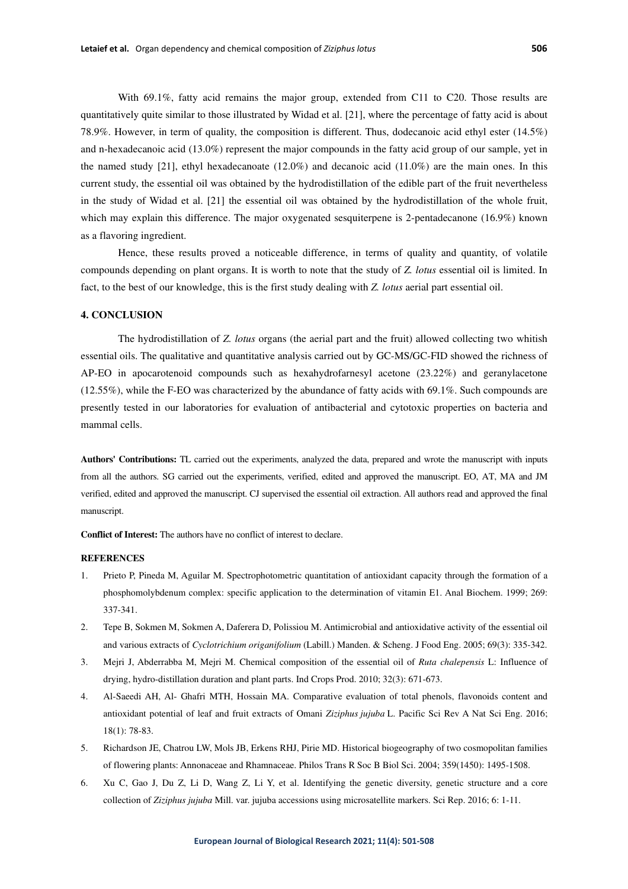With 69.1%, fatty acid remains the major group, extended from C11 to C20. Those results are quantitatively quite similar to those illustrated by Widad et al. [21], where the percentage of fatty acid is about 78.9%. However, in term of quality, the composition is different. Thus, dodecanoic acid ethyl ester (14.5%) and n-hexadecanoic acid (13.0%) represent the major compounds in the fatty acid group of our sample, yet in the named study [21], ethyl hexadecanoate (12.0%) and decanoic acid (11.0%) are the main ones. In this current study, the essential oil was obtained by the hydrodistillation of the edible part of the fruit nevertheless in the study of Widad et al. [21] the essential oil was obtained by the hydrodistillation of the whole fruit, which may explain this difference. The major oxygenated sesquiterpene is 2-pentadecanone (16.9%) known as a flavoring ingredient.

Hence, these results proved a noticeable difference, in terms of quality and quantity, of volatile compounds depending on plant organs. It is worth to note that the study of *Z. lotus* essential oil is limited. In fact, to the best of our knowledge, this is the first study dealing with *Z. lotus* aerial part essential oil.

## 4. CONCLUSION

The hydrodistillation of *Z. lotus* organs (the aerial part and the fruit) allowed collecting two whitish essential oils. The qualitative and quantitative analysis carried out by GC-MS/GC-FID showed the richness of AP-EO in apocarotenoid compounds such as hexahydrofarnesyl acetone (23.22%) and geranylacetone (12.55%), while the F-EO was characterized by the abundance of fatty acids with 69.1%. Such compounds are presently tested in our laboratories for evaluation of antibacterial and cytotoxic properties on bacteria and mammal cells.

**Authors' Contributions:** TL carried out the experiments, analyzed the data, prepared and wrote the manuscript with inputs from all the authors. SG carried out the experiments, verified, edited and approved the manuscript. EO, AT, MA and JM verified, edited and approved the manuscript. CJ supervised the essential oil extraction. All authors read and approved the final manuscript.

**Conflict of Interest:** The authors have no conflict of interest to declare.

## REFERENCES

1. Prieto P, Pineda M, Aguilar M. Spectrophotometric quantitation of antioxidant capacity through the formation of a phosphomolybdenum complex: specific application to the determination of vitamin E1. Anal Biochem. 1999; 269: 337-341.
2. Tepe B, Sokmen M, Sokmen A, Daferera D, Polissiou M. Antimicrobial and antioxidative activity of the essential oil and various extracts of *Cyclotrichium origanifolium* (Labill.) Manden. & Scheng. J Food Eng. 2005; 69(3): 335-342.
3. Mejri J, Abderrabba M, Mejri M. Chemical composition of the essential oil of *Ruta chalepensis* L: Influence of drying, hydro-distillation duration and plant parts. Ind Crops Prod. 2010; 32(3): 671-673.
4. Al-Saeedi AH, Al- Ghafri MTH, Hossain MA. Comparative evaluation of total phenols, flavonoids content and antioxidant potential of leaf and fruit extracts of Omani *Ziziphus jujuba* L. Pacific Sci Rev A Nat Sci Eng. 2016; 18(1): 78-83.
5. Richardson JE, Chatrou LW, Mols JB, Erkens RHJ, Pirie MD. Historical biogeography of two cosmopolitan families of flowering plants: Annonaceae and Rhamnaceae. Philos Trans R Soc B Biol Sci. 2004; 359(1450): 1495-1508.
6. Xu C, Gao J, Du Z, Li D, Wang Z, Li Y, et al. Identifying the genetic diversity, genetic structure and a core collection of *Ziziphus jujuba* Mill. var. jujuba accessions using microsatellite markers. Sci Rep. 2016; 6: 1-11.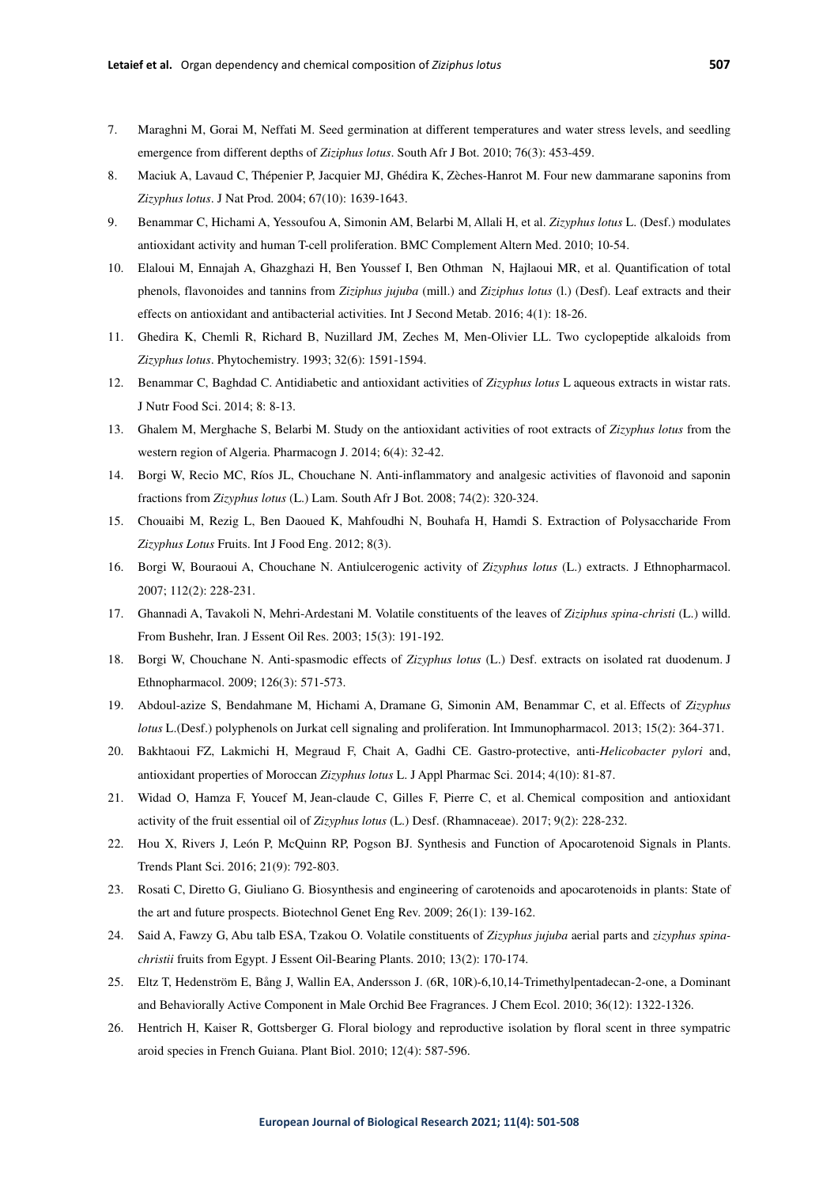7. Maraghni M, Gorai M, Neffati M. Seed germination at different temperatures and water stress levels, and seedling emergence from different depths of *Ziziphus lotus*. South Afr J Bot. 2010; 76(3): 453-459.
8. Maciuk A, Lavaud C, Thépenier P, Jacquier MJ, Ghédira K, Zèches-Hanrot M. Four new dammarane saponins from *Zizyphus lotus*. J Nat Prod. 2004; 67(10): 1639-1643.
9. Benammar C, Hichami A, Yessoufou A, Simonin AM, Belarbi M, Allali H, et al. *Zizyphus lotus* L. (Desf.) modulates antioxidant activity and human T-cell proliferation. BMC Complement Altern Med. 2010; 10-54.
10. Elaloui M, Ennajah A, Ghazghazi H, Ben Youssef I, Ben Othman N, Hajlaoui MR, et al. Quantification of total phenols, flavonoides and tannins from *Ziziphus jujuba* (mill.) and *Ziziphus lotus* (l.) (Desf). Leaf extracts and their effects on antioxidant and antibacterial activities. Int J Second Metab. 2016; 4(1): 18-26.
11. Ghedira K, Chemli R, Richard B, Nuzillard JM, Zeches M, Men-Olivier LL. Two cyclopeptide alkaloids from *Zizyphus lotus*. Phytochemistry. 1993; 32(6): 1591-1594.
12. Benammar C, Baghdad C. Antidiabetic and antioxidant activities of *Zizyphus lotus* L aqueous extracts in wistar rats. J Nutr Food Sci. 2014; 8: 8-13.
13. Ghalem M, Merghache S, Belarbi M. Study on the antioxidant activities of root extracts of *Zizyphus lotus* from the western region of Algeria. Pharmacogn J. 2014; 6(4): 32-42.
14. Borgi W, Recio MC, Ríos JL, Chouchane N. Anti-inflammatory and analgesic activities of flavonoid and saponin fractions from *Zizyphus lotus* (L.) Lam. South Afr J Bot. 2008; 74(2): 320-324.
15. Chouaibi M, Rezig L, Ben Daoued K, Mahfoudhi N, Bouhafa H, Hamdi S. Extraction of Polysaccharide From *Zizyphus Lotus* Fruits. Int J Food Eng. 2012; 8(3).
16. Borgi W, Bouraoui A, Chouchane N. Antiulcerogenic activity of *Zizyphus lotus* (L.) extracts. J Ethnopharmacol. 2007; 112(2): 228-231.
17. Ghannadi A, Tavakoli N, Mehri-Ardestani M. Volatile constituents of the leaves of *Ziziphus spina-christi* (L.) willd. From Bushehr, Iran. J Essent Oil Res. 2003; 15(3): 191-192.
18. Borgi W, Chouchane N. Anti-spasmodic effects of *Zizyphus lotus* (L.) Desf. extracts on isolated rat duodenum. J Ethnopharmacol. 2009; 126(3): 571-573.
19. Abdoul-azize S, Bendahmane M, Hichami A, Dramane G, Simonin AM, Benammar C, et al. Effects of *Zizyphus lotus* L.(Desf.) polyphenols on Jurkat cell signaling and proliferation. Int Immunopharmacol. 2013; 15(2): 364-371.
20. Bakhtaoui FZ, Lakmichi H, Megraud F, Chait A, Gadhi CE. Gastro-protective, anti-*Helicobacter pylori* and, antioxidant properties of Moroccan *Zizyphus lotus* L. J Appl Pharmac Sci. 2014; 4(10): 81-87.
21. Widad O, Hamza F, Youcef M, Jean-claude C, Gilles F, Pierre C, et al. Chemical composition and antioxidant activity of the fruit essential oil of *Zizyphus lotus* (L.) Desf. (Rhamnaceae). 2017; 9(2): 228-232.
22. Hou X, Rivers J, León P, McQuinn RP, Pogson BJ. Synthesis and Function of Apocarotenoid Signals in Plants. Trends Plant Sci. 2016; 21(9): 792-803.
23. Rosati C, Diretto G, Giuliano G. Biosynthesis and engineering of carotenoids and apocarotenoids in plants: State of the art and future prospects. Biotechnol Genet Eng Rev. 2009; 26(1): 139-162.
24. Said A, Fawzy G, Abu talb ESA, Tzakou O. Volatile constituents of *Zizyphus jujuba* aerial parts and *zizyphus spina-christii* fruits from Egypt. J Essent Oil-Bearing Plants. 2010; 13(2): 170-174.
25. Eltz T, Hedenström E, Bång J, Wallin EA, Andersson J. (6R, 10R)-6,10,14-Trimethylpentadecan-2-one, a Dominant and Behaviorally Active Component in Male Orchid Bee Fragrances. J Chem Ecol. 2010; 36(12): 1322-1326.
26. Hentrich H, Kaiser R, Gottsberger G. Floral biology and reproductive isolation by floral scent in three sympatric aroid species in French Guiana. Plant Biol. 2010; 12(4): 587-596.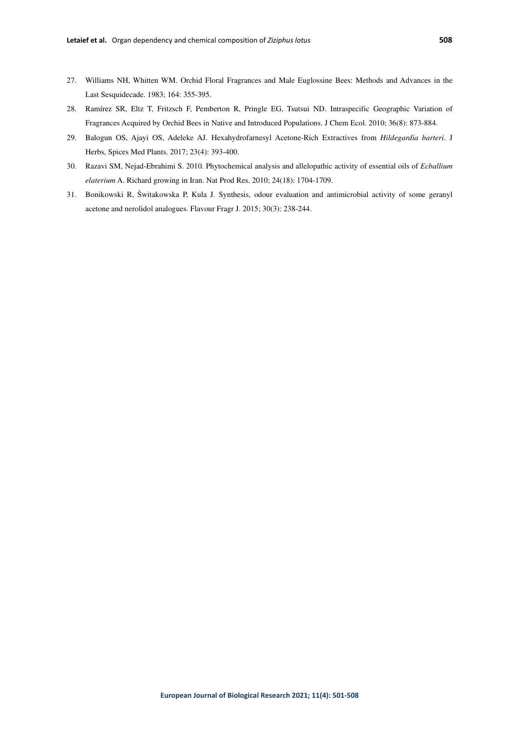27. Williams NH, Whitten WM. Orchid Floral Fragrances and Male Euglossine Bees: Methods and Advances in the Last Sesquidecade. 1983; 164: 355-395.
28. Ramírez SR, Eltz T, Fritzsch F, Pemberton R, Pringle EG, Tsutsui ND. Intraspecific Geographic Variation of Fragrances Acquired by Orchid Bees in Native and Introduced Populations. J Chem Ecol. 2010; 36(8): 873-884.
29. Balogun OS, Ajayi OS, Adeleke AJ. Hexahydrofarnesyl Acetone-Rich Extractives from *Hildegardia barteri*. J Herbs, Spices Med Plants. 2017; 23(4): 393-400.
30. Razavi SM, Nejad-Ebrahimi S. 2010. Phytochemical analysis and allelopathic activity of essential oils of *Ecballium elaterium* A. Richard growing in Iran. Nat Prod Res. 2010; 24(18): 1704-1709.
31. Bonikowski R, Świtakowska P, Kula J. Synthesis, odour evaluation and antimicrobial activity of some geranyl acetone and nerolidol analogues. Flavour Fragr J. 2015; 30(3): 238-244.